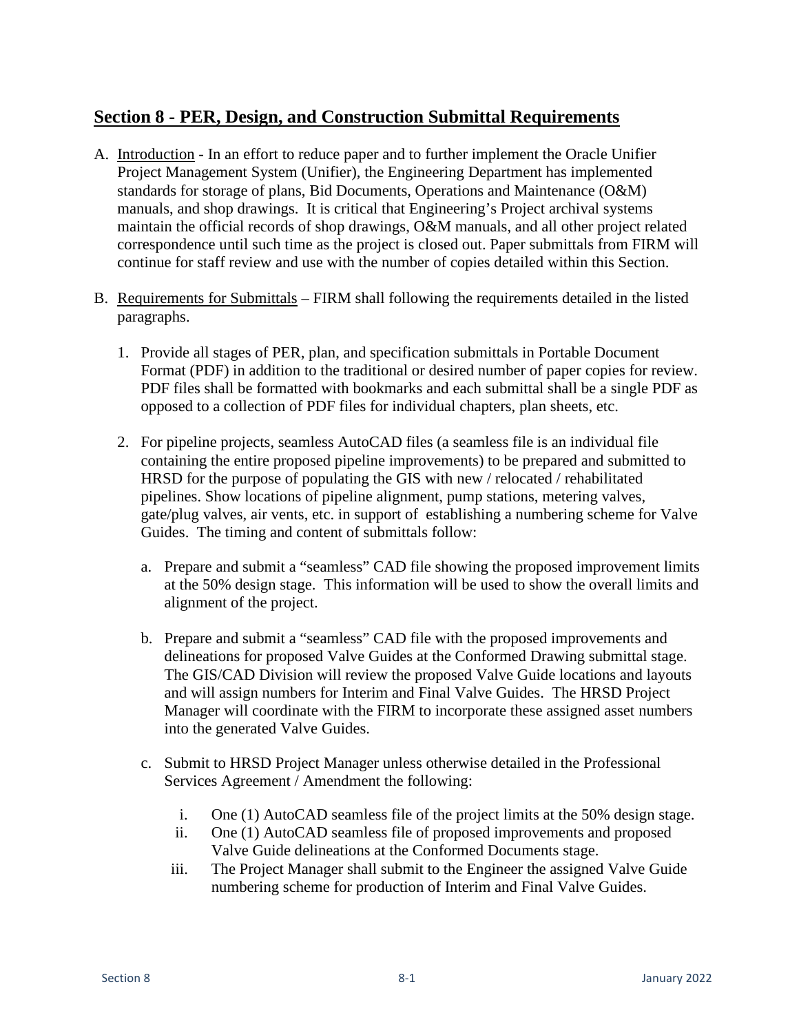## Section 8 - PER, Design, and Construction Submittal Requirements

A. Introduction - In an effort to reduce paper and to further implement the Oracle Unifier Project Management System (Unifier), the Engineering Department has implemented standards for storage of plans, Bid Documents, Operations and Maintenance (O&M) manuals, and shop drawings. It is critical that Engineering's Project archival systems maintain the official records of shop drawings, O&M manuals, and all other project related correspondence until such time as the project is closed out. Paper submittals from FIRM will continue for staff review and use with the number of copies detailed within this Section.

B. Requirements for Submittals – FIRM shall following the requirements detailed in the listed paragraphs.

   1. Provide all stages of PER, plan, and specification submittals in Portable Document Format (PDF) in addition to the traditional or desired number of paper copies for review. PDF files shall be formatted with bookmarks and each submittal shall be a single PDF as opposed to a collection of PDF files for individual chapters, plan sheets, etc.

   2. For pipeline projects, seamless AutoCAD files (a seamless file is an individual file containing the entire proposed pipeline improvements) to be prepared and submitted to HRSD for the purpose of populating the GIS with new / relocated / rehabilitated pipelines. Show locations of pipeline alignment, pump stations, metering valves, gate/plug valves, air vents, etc. in support of establishing a numbering scheme for Valve Guides. The timing and content of submittals follow:

      a. Prepare and submit a "seamless" CAD file showing the proposed improvement limits at the 50% design stage. This information will be used to show the overall limits and alignment of the project.

      b. Prepare and submit a "seamless" CAD file with the proposed improvements and delineations for proposed Valve Guides at the Conformed Drawing submittal stage. The GIS/CAD Division will review the proposed Valve Guide locations and layouts and will assign numbers for Interim and Final Valve Guides. The HRSD Project Manager will coordinate with the FIRM to incorporate these assigned asset numbers into the generated Valve Guides.

      c. Submit to HRSD Project Manager unless otherwise detailed in the Professional Services Agreement / Amendment the following:

         i. One (1) AutoCAD seamless file of the project limits at the 50% design stage.
         ii. One (1) AutoCAD seamless file of proposed improvements and proposed Valve Guide delineations at the Conformed Documents stage.
         iii. The Project Manager shall submit to the Engineer the assigned Valve Guide numbering scheme for production of Interim and Final Valve Guides.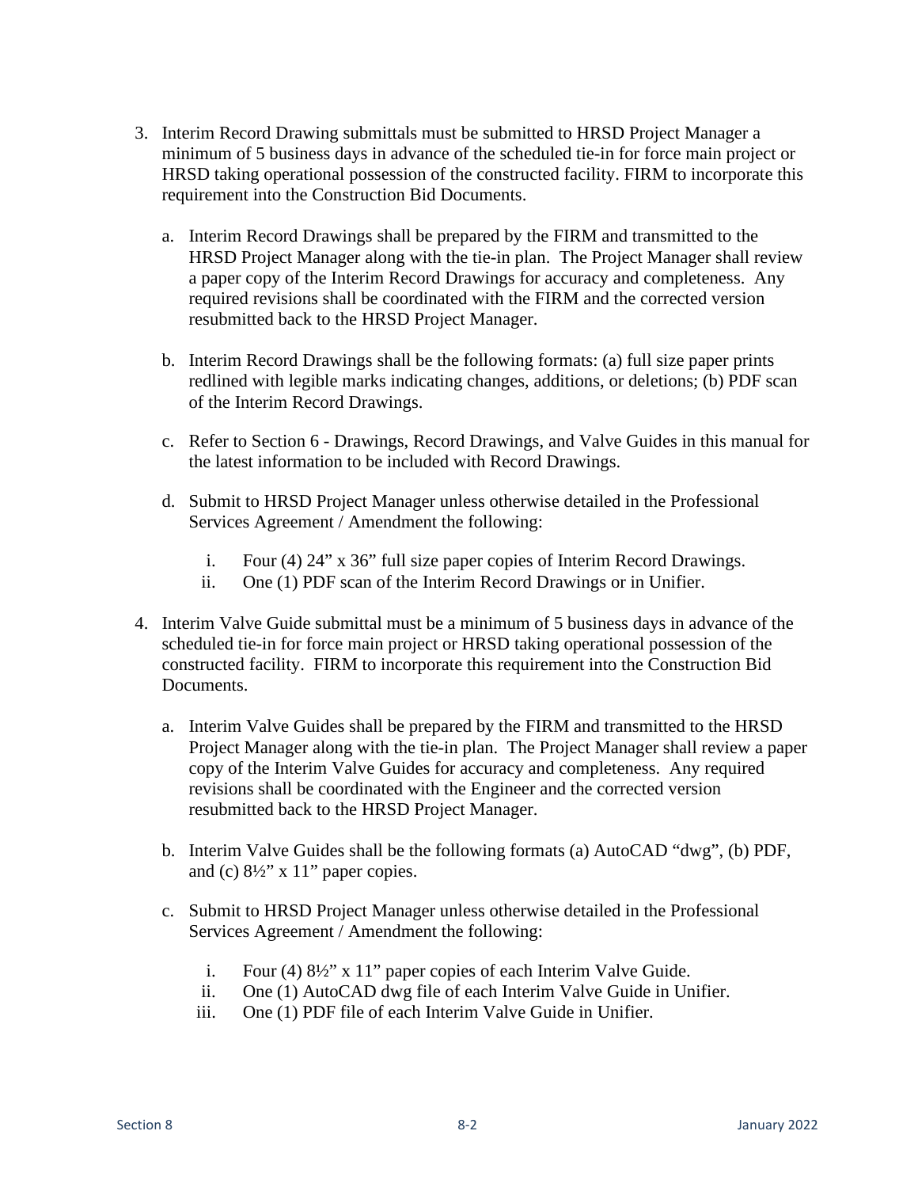3. Interim Record Drawing submittals must be submitted to HRSD Project Manager a minimum of 5 business days in advance of the scheduled tie-in for force main project or HRSD taking operational possession of the constructed facility. FIRM to incorporate this requirement into the Construction Bid Documents.

   a. Interim Record Drawings shall be prepared by the FIRM and transmitted to the HRSD Project Manager along with the tie-in plan. The Project Manager shall review a paper copy of the Interim Record Drawings for accuracy and completeness. Any required revisions shall be coordinated with the FIRM and the corrected version resubmitted back to the HRSD Project Manager.

   b. Interim Record Drawings shall be the following formats: (a) full size paper prints redlined with legible marks indicating changes, additions, or deletions; (b) PDF scan of the Interim Record Drawings.

   c. Refer to Section 6 - Drawings, Record Drawings, and Valve Guides in this manual for the latest information to be included with Record Drawings.

   d. Submit to HRSD Project Manager unless otherwise detailed in the Professional Services Agreement / Amendment the following:

      i. Four (4) 24” x 36” full size paper copies of Interim Record Drawings.
      ii. One (1) PDF scan of the Interim Record Drawings or in Unifier.

4. Interim Valve Guide submittal must be a minimum of 5 business days in advance of the scheduled tie-in for force main project or HRSD taking operational possession of the constructed facility. FIRM to incorporate this requirement into the Construction Bid Documents.

   a. Interim Valve Guides shall be prepared by the FIRM and transmitted to the HRSD Project Manager along with the tie-in plan. The Project Manager shall review a paper copy of the Interim Valve Guides for accuracy and completeness. Any required revisions shall be coordinated with the Engineer and the corrected version resubmitted back to the HRSD Project Manager.

   b. Interim Valve Guides shall be the following formats (a) AutoCAD “dwg”, (b) PDF, and (c) 8½” x 11” paper copies.

   c. Submit to HRSD Project Manager unless otherwise detailed in the Professional Services Agreement / Amendment the following:

      i. Four (4) 8½” x 11” paper copies of each Interim Valve Guide.
      ii. One (1) AutoCAD dwg file of each Interim Valve Guide in Unifier.
      iii. One (1) PDF file of each Interim Valve Guide in Unifier.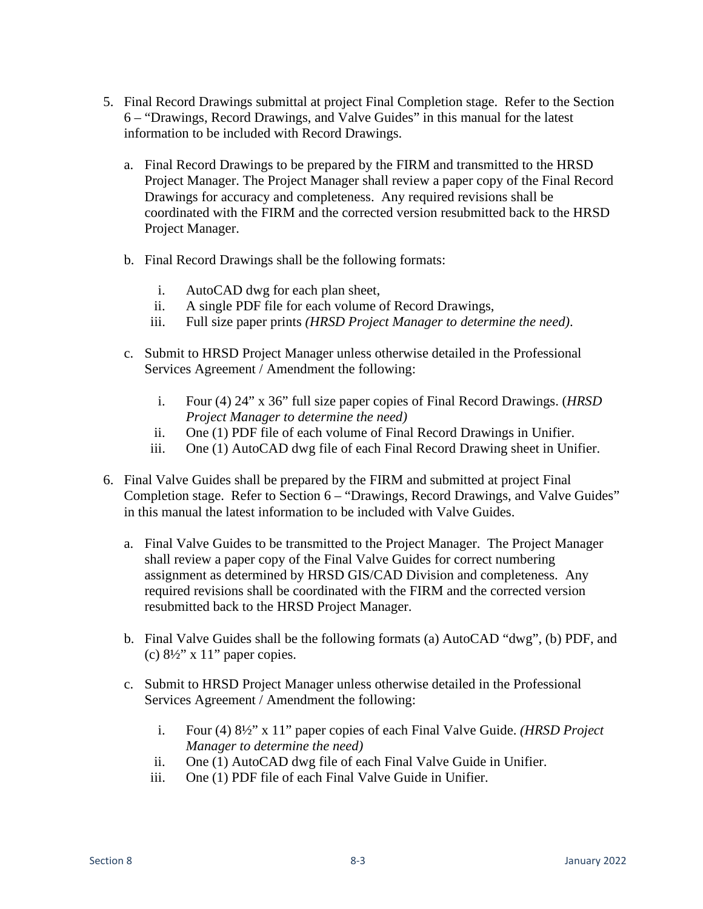5. Final Record Drawings submittal at project Final Completion stage. Refer to the Section 6 – "Drawings, Record Drawings, and Valve Guides" in this manual for the latest information to be included with Record Drawings.

   a. Final Record Drawings to be prepared by the FIRM and transmitted to the HRSD Project Manager. The Project Manager shall review a paper copy of the Final Record Drawings for accuracy and completeness. Any required revisions shall be coordinated with the FIRM and the corrected version resubmitted back to the HRSD Project Manager.

   b. Final Record Drawings shall be the following formats:

      i. AutoCAD dwg for each plan sheet,
      ii. A single PDF file for each volume of Record Drawings,
      iii. Full size paper prints *(HRSD Project Manager to determine the need)*.

   c. Submit to HRSD Project Manager unless otherwise detailed in the Professional Services Agreement / Amendment the following:

      i. Four (4) 24" x 36" full size paper copies of Final Record Drawings. (*HRSD Project Manager to determine the need)*
      ii. One (1) PDF file of each volume of Final Record Drawings in Unifier.
      iii. One (1) AutoCAD dwg file of each Final Record Drawing sheet in Unifier.

6. Final Valve Guides shall be prepared by the FIRM and submitted at project Final Completion stage. Refer to Section 6 – "Drawings, Record Drawings, and Valve Guides" in this manual the latest information to be included with Valve Guides.

   a. Final Valve Guides to be transmitted to the Project Manager. The Project Manager shall review a paper copy of the Final Valve Guides for correct numbering assignment as determined by HRSD GIS/CAD Division and completeness. Any required revisions shall be coordinated with the FIRM and the corrected version resubmitted back to the HRSD Project Manager.

   b. Final Valve Guides shall be the following formats (a) AutoCAD "dwg", (b) PDF, and (c) 8½" x 11" paper copies.

   c. Submit to HRSD Project Manager unless otherwise detailed in the Professional Services Agreement / Amendment the following:

      i. Four (4) 8½" x 11" paper copies of each Final Valve Guide. *(HRSD Project Manager to determine the need)*
      ii. One (1) AutoCAD dwg file of each Final Valve Guide in Unifier.
      iii. One (1) PDF file of each Final Valve Guide in Unifier.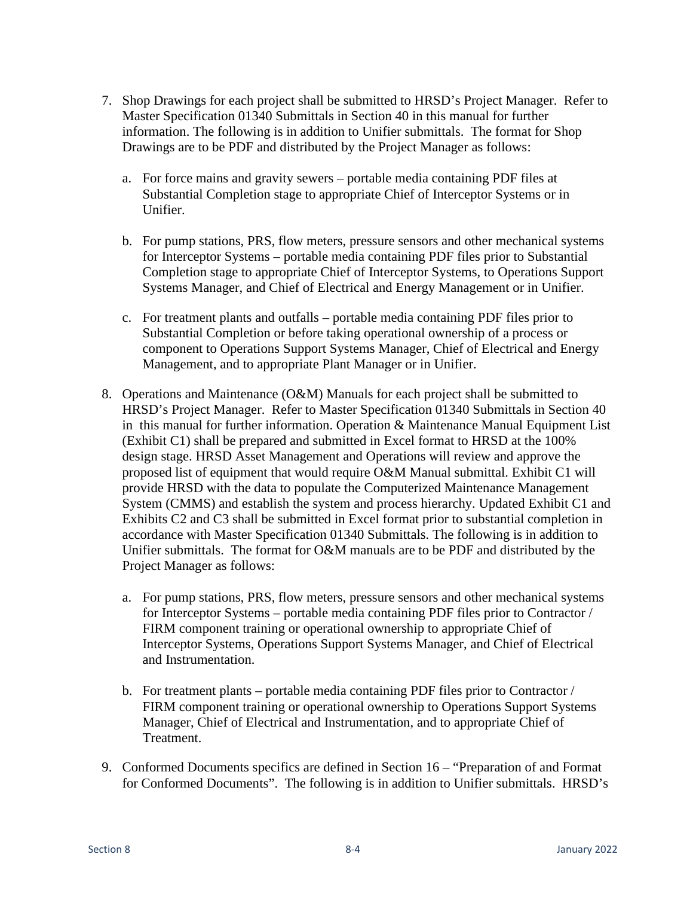7. Shop Drawings for each project shall be submitted to HRSD's Project Manager. Refer to Master Specification 01340 Submittals in Section 40 in this manual for further information. The following is in addition to Unifier submittals. The format for Shop Drawings are to be PDF and distributed by the Project Manager as follows:

    a. For force mains and gravity sewers – portable media containing PDF files at Substantial Completion stage to appropriate Chief of Interceptor Systems or in Unifier.

    b. For pump stations, PRS, flow meters, pressure sensors and other mechanical systems for Interceptor Systems – portable media containing PDF files prior to Substantial Completion stage to appropriate Chief of Interceptor Systems, to Operations Support Systems Manager, and Chief of Electrical and Energy Management or in Unifier.

    c. For treatment plants and outfalls – portable media containing PDF files prior to Substantial Completion or before taking operational ownership of a process or component to Operations Support Systems Manager, Chief of Electrical and Energy Management, and to appropriate Plant Manager or in Unifier.

8. Operations and Maintenance (O&M) Manuals for each project shall be submitted to HRSD's Project Manager. Refer to Master Specification 01340 Submittals in Section 40 in this manual for further information. Operation & Maintenance Manual Equipment List (Exhibit C1) shall be prepared and submitted in Excel format to HRSD at the 100% design stage. HRSD Asset Management and Operations will review and approve the proposed list of equipment that would require O&M Manual submittal. Exhibit C1 will provide HRSD with the data to populate the Computerized Maintenance Management System (CMMS) and establish the system and process hierarchy. Updated Exhibit C1 and Exhibits C2 and C3 shall be submitted in Excel format prior to substantial completion in accordance with Master Specification 01340 Submittals. The following is in addition to Unifier submittals. The format for O&M manuals are to be PDF and distributed by the Project Manager as follows:

    a. For pump stations, PRS, flow meters, pressure sensors and other mechanical systems for Interceptor Systems – portable media containing PDF files prior to Contractor / FIRM component training or operational ownership to appropriate Chief of Interceptor Systems, Operations Support Systems Manager, and Chief of Electrical and Instrumentation.

    b. For treatment plants – portable media containing PDF files prior to Contractor / FIRM component training or operational ownership to Operations Support Systems Manager, Chief of Electrical and Instrumentation, and to appropriate Chief of Treatment.

9. Conformed Documents specifics are defined in Section 16 – "Preparation of and Format for Conformed Documents". The following is in addition to Unifier submittals. HRSD's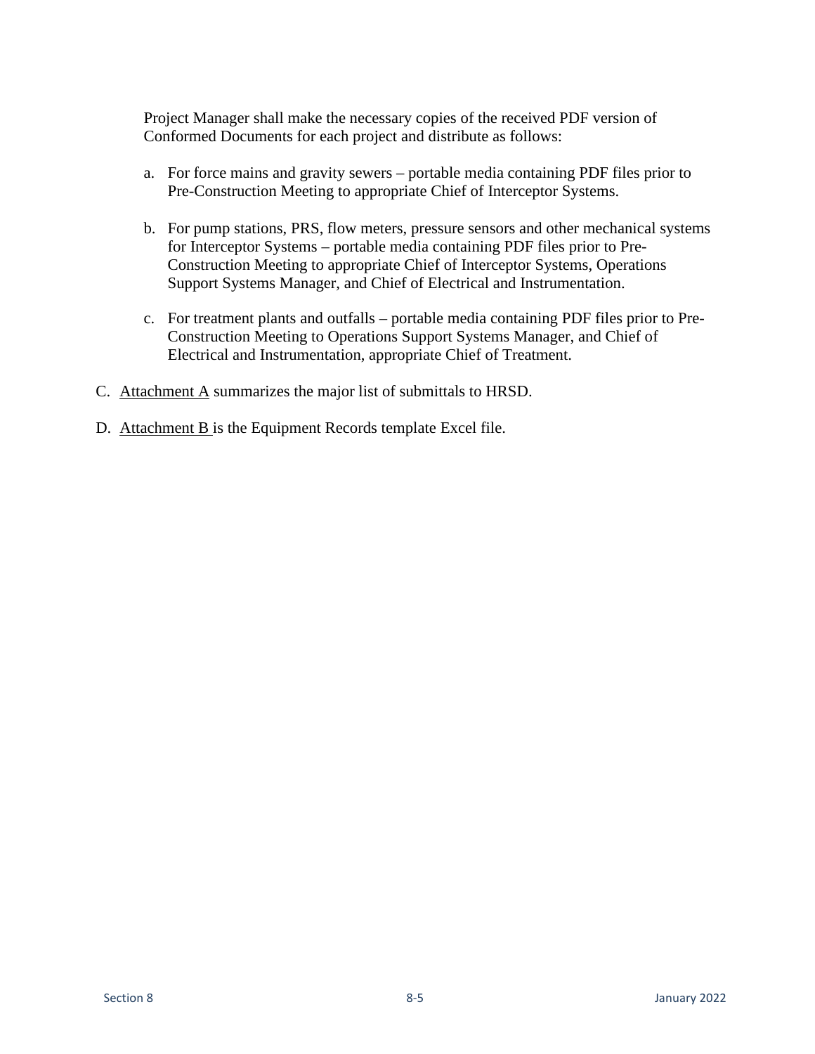Project Manager shall make the necessary copies of the received PDF version of Conformed Documents for each project and distribute as follows:

a. For force mains and gravity sewers – portable media containing PDF files prior to Pre-Construction Meeting to appropriate Chief of Interceptor Systems.

b. For pump stations, PRS, flow meters, pressure sensors and other mechanical systems for Interceptor Systems – portable media containing PDF files prior to Pre-Construction Meeting to appropriate Chief of Interceptor Systems, Operations Support Systems Manager, and Chief of Electrical and Instrumentation.

c. For treatment plants and outfalls – portable media containing PDF files prior to Pre-Construction Meeting to Operations Support Systems Manager, and Chief of Electrical and Instrumentation, appropriate Chief of Treatment.

C. Attachment A summarizes the major list of submittals to HRSD.

D. Attachment B is the Equipment Records template Excel file.